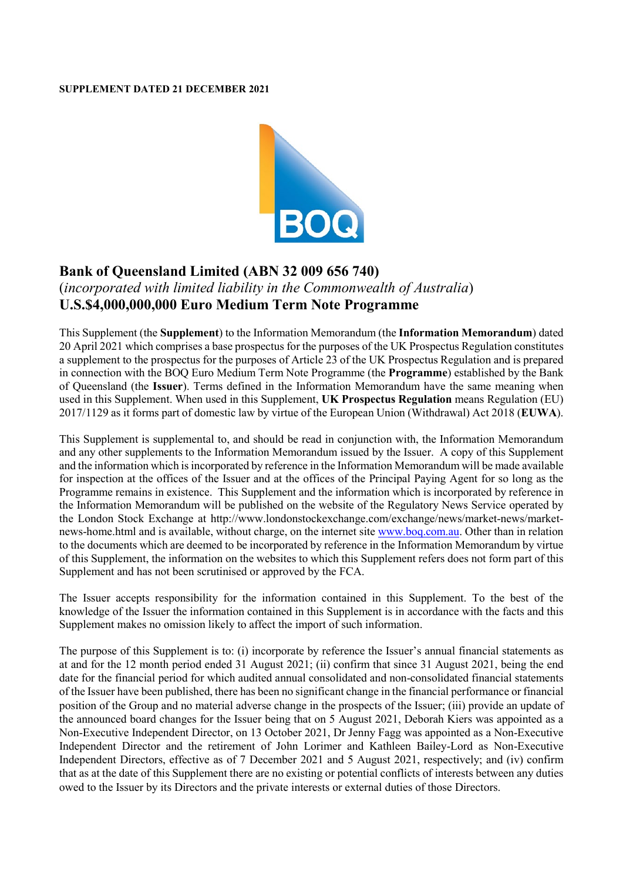**SUPPLEMENT DATED 21 DECEMBER 2021**

# Bank of Queensland Limited (ABN 32 009 656 740)

(*incorporated with limited liability in the Commonwealth of Australia*)

## U.S.$4,000,000,000 Euro Medium Term Note Programme

This Supplement (the **Supplement**) to the Information Memorandum (the **Information Memorandum**) dated 20 April 2021 which comprises a base prospectus for the purposes of the UK Prospectus Regulation constitutes a supplement to the prospectus for the purposes of Article 23 of the UK Prospectus Regulation and is prepared in connection with the BOQ Euro Medium Term Note Programme (the **Programme**) established by the Bank of Queensland (the **Issuer**). Terms defined in the Information Memorandum have the same meaning when used in this Supplement. When used in this Supplement, **UK Prospectus Regulation** means Regulation (EU) 2017/1129 as it forms part of domestic law by virtue of the European Union (Withdrawal) Act 2018 (**EUWA**).

This Supplement is supplemental to, and should be read in conjunction with, the Information Memorandum and any other supplements to the Information Memorandum issued by the Issuer. A copy of this Supplement and the information which is incorporated by reference in the Information Memorandum will be made available for inspection at the offices of the Issuer and at the offices of the Principal Paying Agent for so long as the Programme remains in existence. This Supplement and the information which is incorporated by reference in the Information Memorandum will be published on the website of the Regulatory News Service operated by the London Stock Exchange at http://www.londonstockexchange.com/exchange/news/market-news/market-news-home.html and is available, without charge, on the internet site www.boq.com.au. Other than in relation to the documents which are deemed to be incorporated by reference in the Information Memorandum by virtue of this Supplement, the information on the websites to which this Supplement refers does not form part of this Supplement and has not been scrutinised or approved by the FCA.

The Issuer accepts responsibility for the information contained in this Supplement. To the best of the knowledge of the Issuer the information contained in this Supplement is in accordance with the facts and this Supplement makes no omission likely to affect the import of such information.

The purpose of this Supplement is to: (i) incorporate by reference the Issuer's annual financial statements as at and for the 12 month period ended 31 August 2021; (ii) confirm that since 31 August 2021, being the end date for the financial period for which audited annual consolidated and non-consolidated financial statements of the Issuer have been published, there has been no significant change in the financial performance or financial position of the Group and no material adverse change in the prospects of the Issuer; (iii) provide an update of the announced board changes for the Issuer being that on 5 August 2021, Deborah Kiers was appointed as a Non-Executive Independent Director, on 13 October 2021, Dr Jenny Fagg was appointed as a Non-Executive Independent Director and the retirement of John Lorimer and Kathleen Bailey-Lord as Non-Executive Independent Directors, effective as of 7 December 2021 and 5 August 2021, respectively; and (iv) confirm that as at the date of this Supplement there are no existing or potential conflicts of interests between any duties owed to the Issuer by its Directors and the private interests or external duties of those Directors.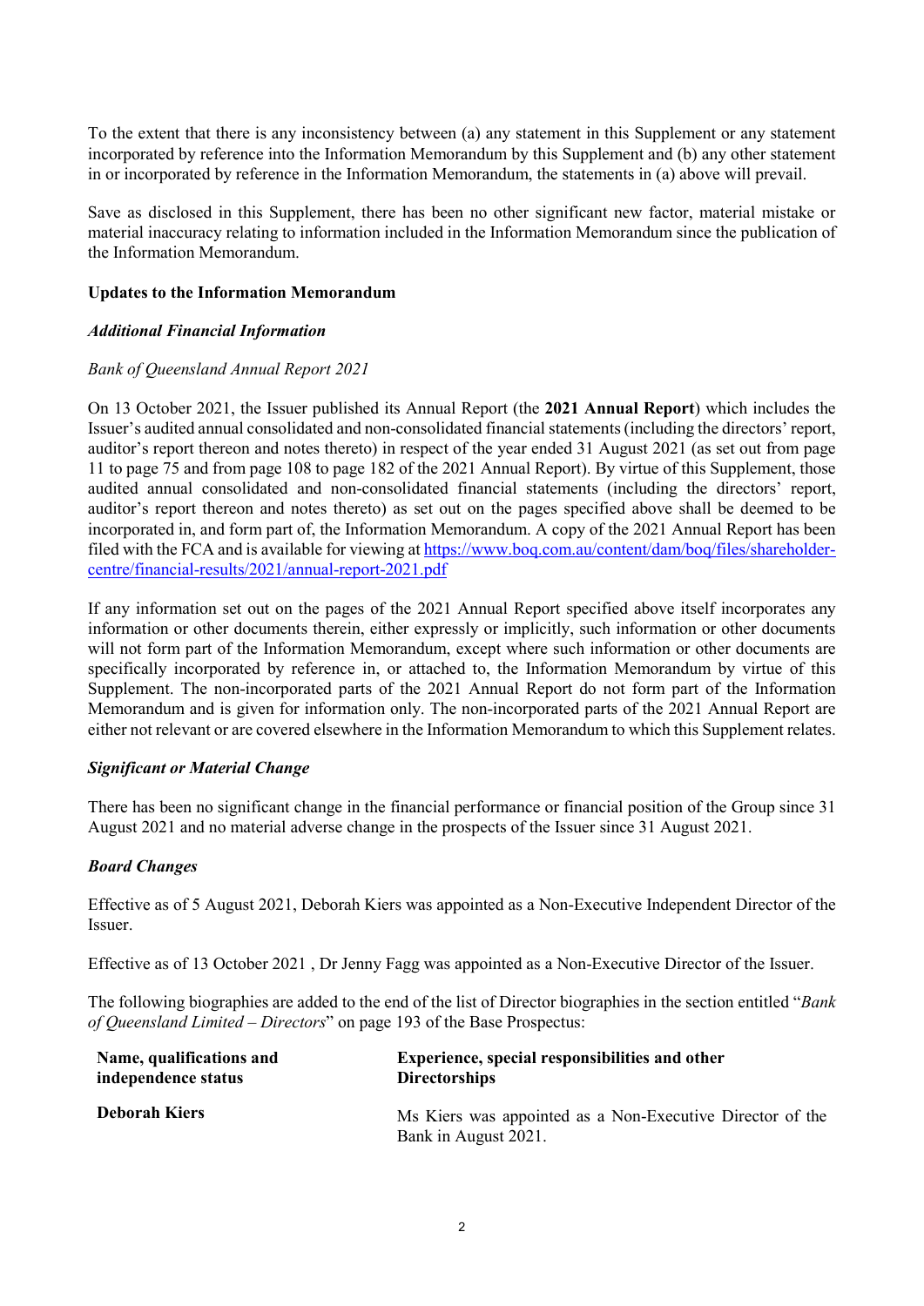To the extent that there is any inconsistency between (a) any statement in this Supplement or any statement incorporated by reference into the Information Memorandum by this Supplement and (b) any other statement in or incorporated by reference in the Information Memorandum, the statements in (a) above will prevail.

Save as disclosed in this Supplement, there has been no other significant new factor, material mistake or material inaccuracy relating to information included in the Information Memorandum since the publication of the Information Memorandum.

**Updates to the Information Memorandum**

***Additional Financial Information***

*Bank of Queensland Annual Report 2021*

On 13 October 2021, the Issuer published its Annual Report (the **2021 Annual Report**) which includes the Issuer's audited annual consolidated and non-consolidated financial statements (including the directors' report, auditor's report thereon and notes thereto) in respect of the year ended 31 August 2021 (as set out from page 11 to page 75 and from page 108 to page 182 of the 2021 Annual Report). By virtue of this Supplement, those audited annual consolidated and non-consolidated financial statements (including the directors' report, auditor's report thereon and notes thereto) as set out on the pages specified above shall be deemed to be incorporated in, and form part of, the Information Memorandum. A copy of the 2021 Annual Report has been filed with the FCA and is available for viewing at https://www.boq.com.au/content/dam/boq/files/shareholder-centre/financial-results/2021/annual-report-2021.pdf

If any information set out on the pages of the 2021 Annual Report specified above itself incorporates any information or other documents therein, either expressly or implicitly, such information or other documents will not form part of the Information Memorandum, except where such information or other documents are specifically incorporated by reference in, or attached to, the Information Memorandum by virtue of this Supplement. The non-incorporated parts of the 2021 Annual Report do not form part of the Information Memorandum and is given for information only. The non-incorporated parts of the 2021 Annual Report are either not relevant or are covered elsewhere in the Information Memorandum to which this Supplement relates.

***Significant or Material Change***

There has been no significant change in the financial performance or financial position of the Group since 31 August 2021 and no material adverse change in the prospects of the Issuer since 31 August 2021.

***Board Changes***

Effective as of 5 August 2021, Deborah Kiers was appointed as a Non-Executive Independent Director of the Issuer.

Effective as of 13 October 2021 , Dr Jenny Fagg was appointed as a Non-Executive Director of the Issuer.

The following biographies are added to the end of the list of Director biographies in the section entitled "*Bank of Queensland Limited – Directors*" on page 193 of the Base Prospectus:

| Name, qualifications and independence status | Experience, special responsibilities and other Directorships |
|---|---|
| **Deborah Kiers** | Ms Kiers was appointed as a Non-Executive Director of the Bank in August 2021. |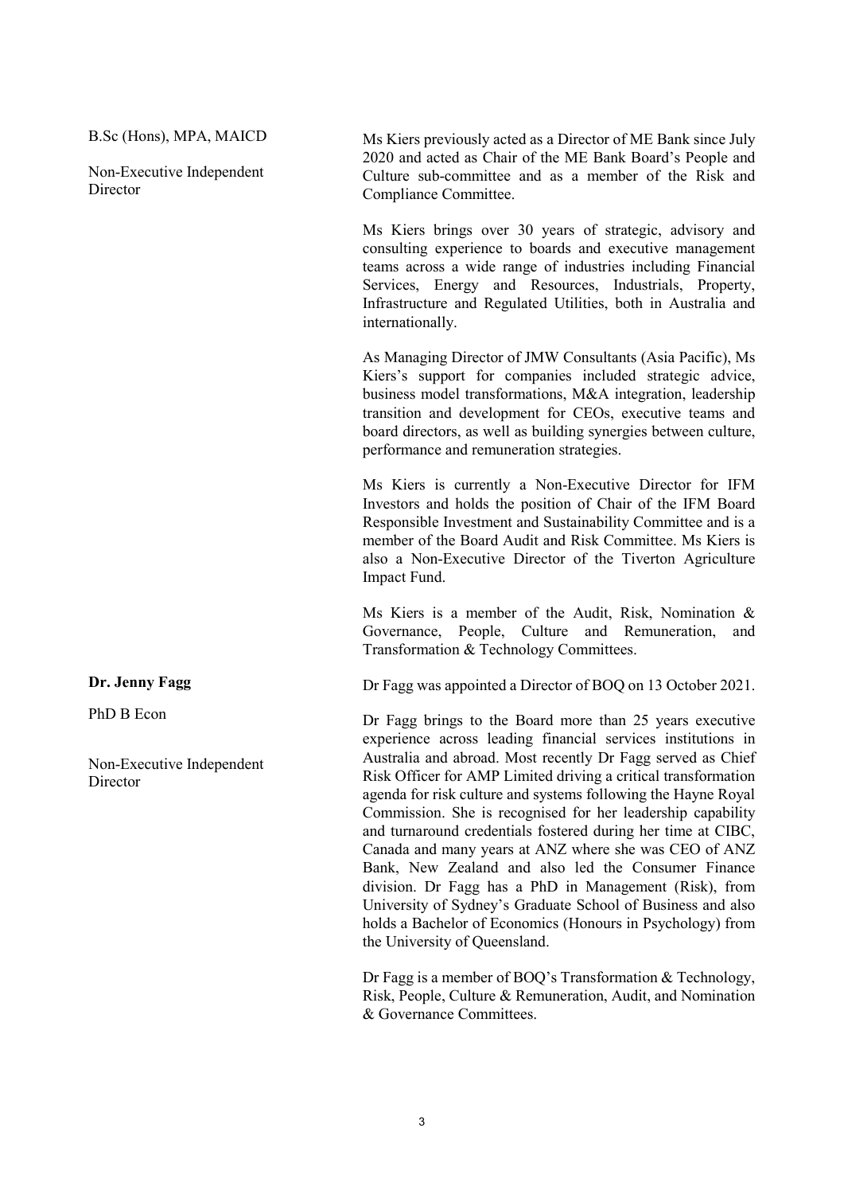B.Sc (Hons), MPA, MAICD

Non-Executive Independent Director

Ms Kiers previously acted as a Director of ME Bank since July 2020 and acted as Chair of the ME Bank Board's People and Culture sub-committee and as a member of the Risk and Compliance Committee.

Ms Kiers brings over 30 years of strategic, advisory and consulting experience to boards and executive management teams across a wide range of industries including Financial Services, Energy and Resources, Industrials, Property, Infrastructure and Regulated Utilities, both in Australia and internationally.

As Managing Director of JMW Consultants (Asia Pacific), Ms Kiers's support for companies included strategic advice, business model transformations, M&A integration, leadership transition and development for CEOs, executive teams and board directors, as well as building synergies between culture, performance and remuneration strategies.

Ms Kiers is currently a Non-Executive Director for IFM Investors and holds the position of Chair of the IFM Board Responsible Investment and Sustainability Committee and is a member of the Board Audit and Risk Committee. Ms Kiers is also a Non-Executive Director of the Tiverton Agriculture Impact Fund.

Ms Kiers is a member of the Audit, Risk, Nomination & Governance, People, Culture and Remuneration, and Transformation & Technology Committees.

**Dr. Jenny Fagg**

PhD B Econ

Non-Executive Independent Director

Dr Fagg was appointed a Director of BOQ on 13 October 2021.

Dr Fagg brings to the Board more than 25 years executive experience across leading financial services institutions in Australia and abroad. Most recently Dr Fagg served as Chief Risk Officer for AMP Limited driving a critical transformation agenda for risk culture and systems following the Hayne Royal Commission. She is recognised for her leadership capability and turnaround credentials fostered during her time at CIBC, Canada and many years at ANZ where she was CEO of ANZ Bank, New Zealand and also led the Consumer Finance division. Dr Fagg has a PhD in Management (Risk), from University of Sydney's Graduate School of Business and also holds a Bachelor of Economics (Honours in Psychology) from the University of Queensland.

Dr Fagg is a member of BOQ's Transformation & Technology, Risk, People, Culture & Remuneration, Audit, and Nomination & Governance Committees.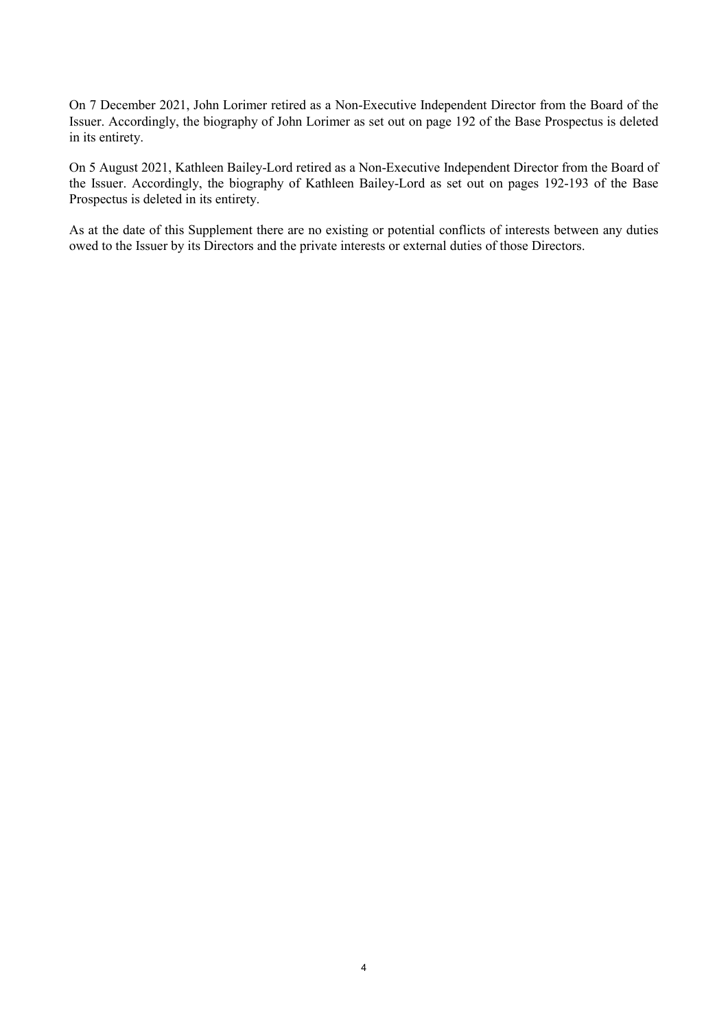On 7 December 2021, John Lorimer retired as a Non-Executive Independent Director from the Board of the Issuer. Accordingly, the biography of John Lorimer as set out on page 192 of the Base Prospectus is deleted in its entirety.

On 5 August 2021, Kathleen Bailey-Lord retired as a Non-Executive Independent Director from the Board of the Issuer. Accordingly, the biography of Kathleen Bailey-Lord as set out on pages 192-193 of the Base Prospectus is deleted in its entirety.

As at the date of this Supplement there are no existing or potential conflicts of interests between any duties owed to the Issuer by its Directors and the private interests or external duties of those Directors.